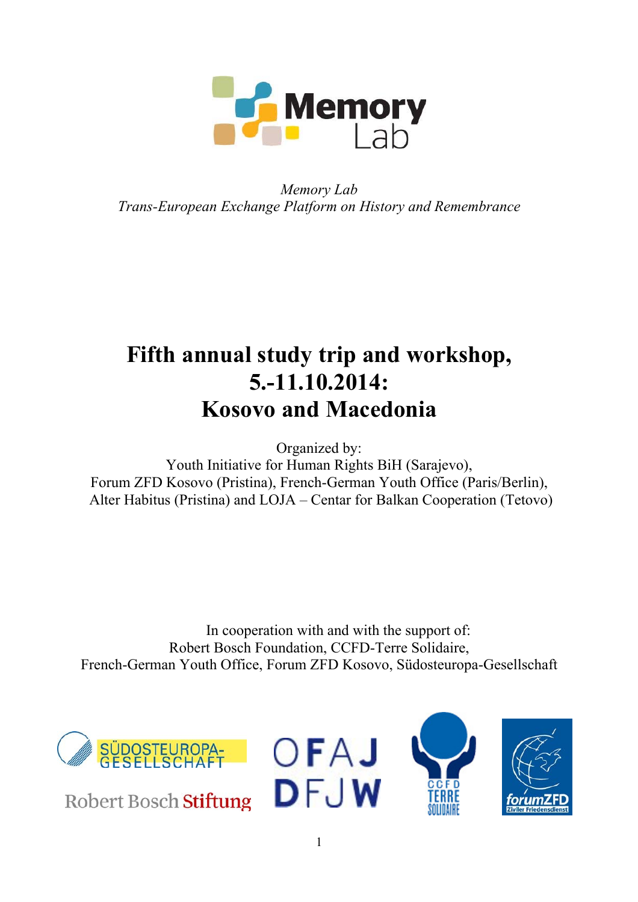Memory Lab

*Memory Lab*
*Trans-European Exchange Platform on History and Remembrance*

# Fifth annual study trip and workshop, 5.-11.10.2014: Kosovo and Macedonia

Organized by:
Youth Initiative for Human Rights BiH (Sarajevo),
Forum ZFD Kosovo (Pristina), French-German Youth Office (Paris/Berlin),
Alter Habitus (Pristina) and LOJA – Centar for Balkan Cooperation (Tetovo)

In cooperation with and with the support of:
Robert Bosch Foundation, CCFD-Terre Solidaire,
French-German Youth Office, Forum ZFD Kosovo, Südosteuropa-Gesellschaft

SÜDOSTEUROPA-GESELLSCHAFT

Robert Bosch Stiftung

OFAJ DFJW

CCFD TERRE SOLIDAIRE

forumZFD Ziviler Friedensdienst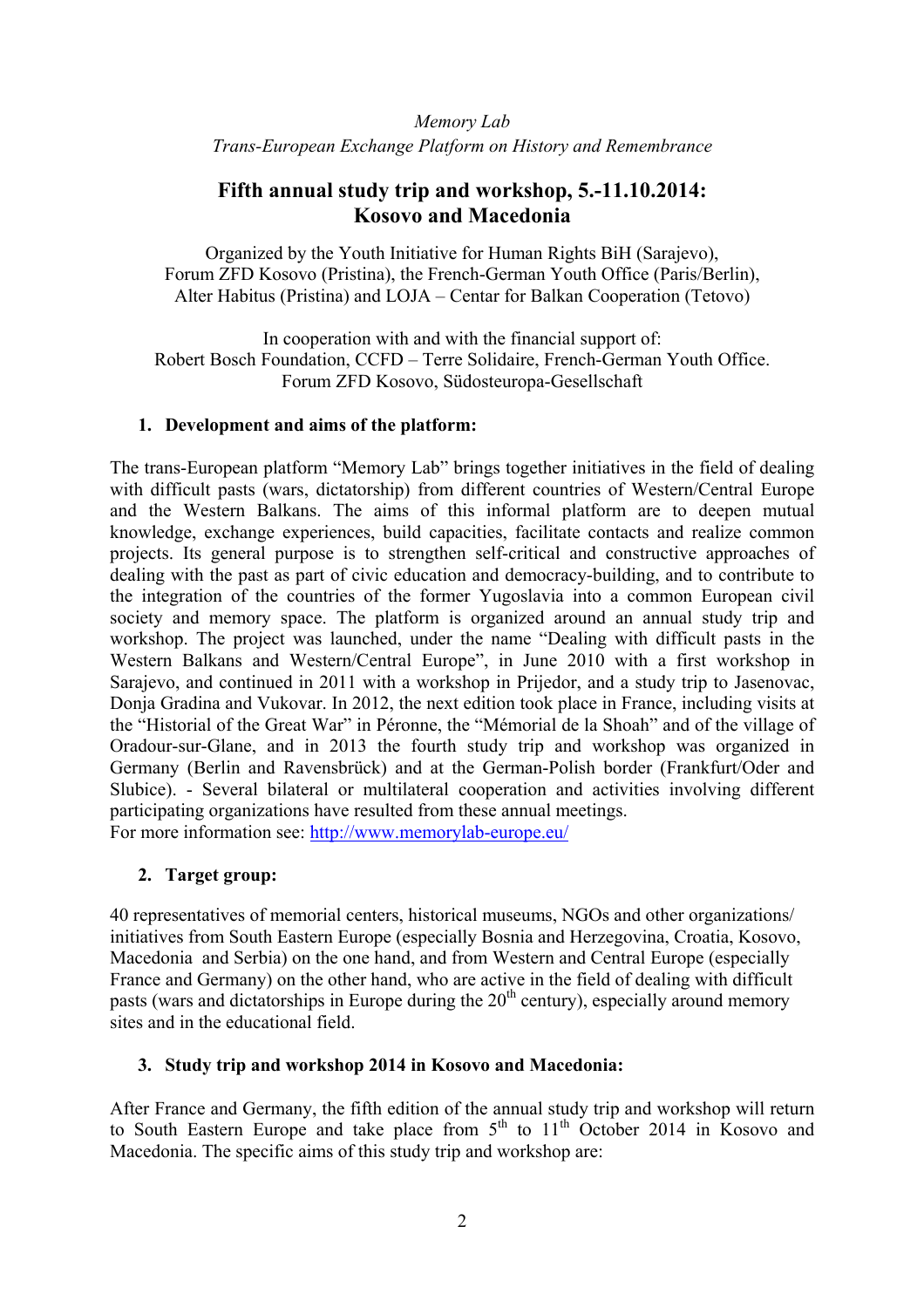*Memory Lab*
*Trans-European Exchange Platform on History and Remembrance*

# Fifth annual study trip and workshop, 5.-11.10.2014: Kosovo and Macedonia

Organized by the Youth Initiative for Human Rights BiH (Sarajevo), Forum ZFD Kosovo (Pristina), the French-German Youth Office (Paris/Berlin), Alter Habitus (Pristina) and LOJA – Centar for Balkan Cooperation (Tetovo)

In cooperation with and with the financial support of:
Robert Bosch Foundation, CCFD – Terre Solidaire, French-German Youth Office. Forum ZFD Kosovo, Südosteuropa-Gesellschaft

## 1. Development and aims of the platform:

The trans-European platform "Memory Lab" brings together initiatives in the field of dealing with difficult pasts (wars, dictatorship) from different countries of Western/Central Europe and the Western Balkans. The aims of this informal platform are to deepen mutual knowledge, exchange experiences, build capacities, facilitate contacts and realize common projects. Its general purpose is to strengthen self-critical and constructive approaches of dealing with the past as part of civic education and democracy-building, and to contribute to the integration of the countries of the former Yugoslavia into a common European civil society and memory space. The platform is organized around an annual study trip and workshop. The project was launched, under the name "Dealing with difficult pasts in the Western Balkans and Western/Central Europe", in June 2010 with a first workshop in Sarajevo, and continued in 2011 with a workshop in Prijedor, and a study trip to Jasenovac, Donja Gradina and Vukovar. In 2012, the next edition took place in France, including visits at the "Historial of the Great War" in Péronne, the "Mémorial de la Shoah" and of the village of Oradour-sur-Glane, and in 2013 the fourth study trip and workshop was organized in Germany (Berlin and Ravensbrück) and at the German-Polish border (Frankfurt/Oder and Slubice). - Several bilateral or multilateral cooperation and activities involving different participating organizations have resulted from these annual meetings.
For more information see: http://www.memorylab-europe.eu/

## 2. Target group:

40 representatives of memorial centers, historical museums, NGOs and other organizations/ initiatives from South Eastern Europe (especially Bosnia and Herzegovina, Croatia, Kosovo, Macedonia and Serbia) on the one hand, and from Western and Central Europe (especially France and Germany) on the other hand, who are active in the field of dealing with difficult pasts (wars and dictatorships in Europe during the 20th century), especially around memory sites and in the educational field.

## 3. Study trip and workshop 2014 in Kosovo and Macedonia:

After France and Germany, the fifth edition of the annual study trip and workshop will return to South Eastern Europe and take place from 5th to 11th October 2014 in Kosovo and Macedonia. The specific aims of this study trip and workshop are: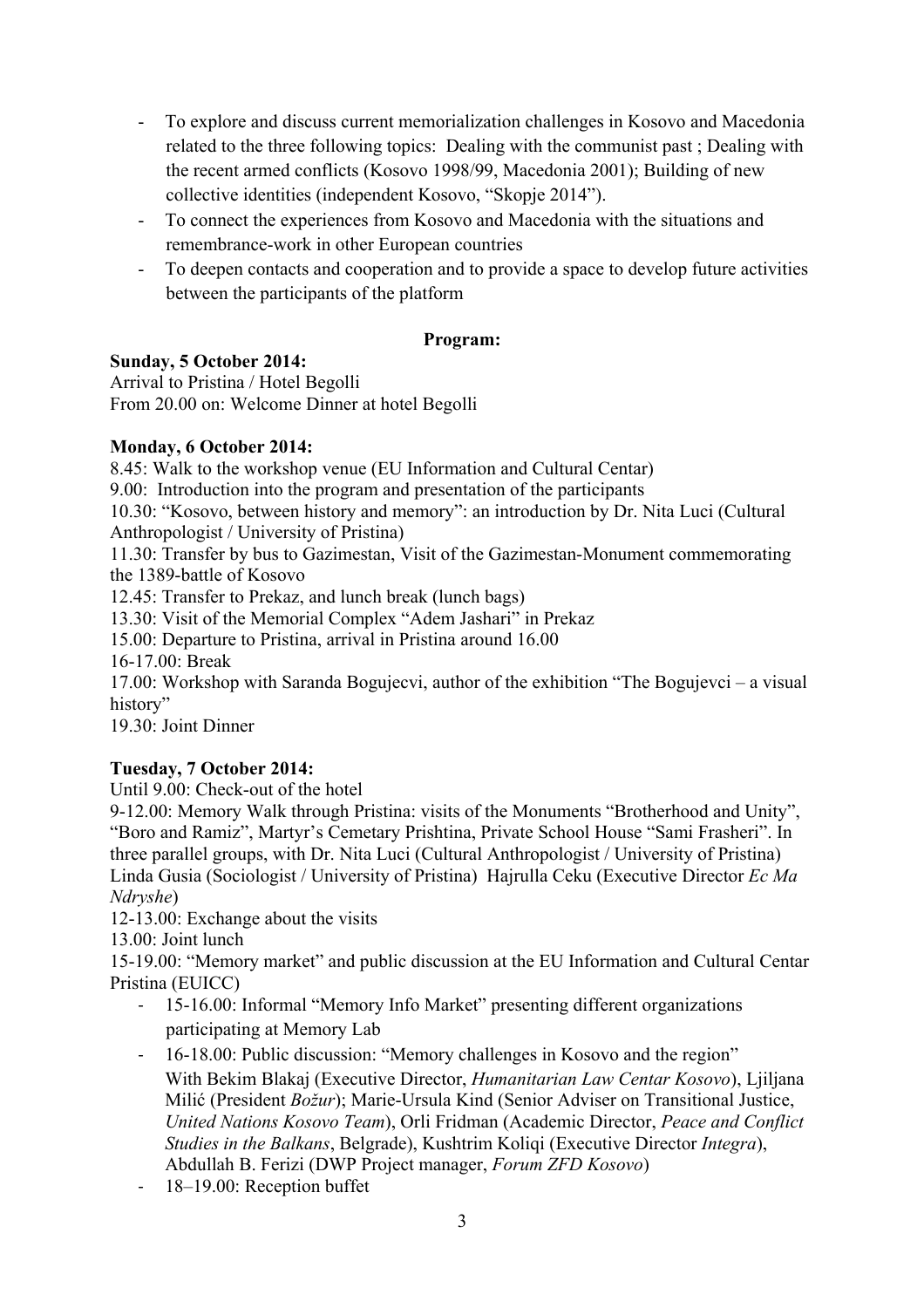- To explore and discuss current memorialization challenges in Kosovo and Macedonia related to the three following topics: Dealing with the communist past ; Dealing with the recent armed conflicts (Kosovo 1998/99, Macedonia 2001); Building of new collective identities (independent Kosovo, "Skopje 2014").
- To connect the experiences from Kosovo and Macedonia with the situations and remembrance-work in other European countries
- To deepen contacts and cooperation and to provide a space to develop future activities between the participants of the platform

**Program:**

**Sunday, 5 October 2014:**
Arrival to Pristina / Hotel Begolli
From 20.00 on: Welcome Dinner at hotel Begolli

**Monday, 6 October 2014:**
8.45: Walk to the workshop venue (EU Information and Cultural Cantar)
9.00: Introduction into the program and presentation of the participants
10.30: "Kosovo, between history and memory": an introduction by Dr. Nita Luci (Cultural Anthropologist / University of Pristina)
11.30: Transfer by bus to Gazimestan, Visit of the Gazimestan-Monument commemorating the 1389-battle of Kosovo
12.45: Transfer to Prekaz, and lunch break (lunch bags)
13.30: Visit of the Memorial Complex "Adem Jashari" in Prekaz
15.00: Departure to Pristina, arrival in Pristina around 16.00
16-17.00: Break
17.00: Workshop with Saranda Bogujecvi, author of the exhibition "The Bogujevci – a visual history"
19.30: Joint Dinner

**Tuesday, 7 October 2014:**
Until 9.00: Check-out of the hotel
9-12.00: Memory Walk through Pristina: visits of the Monuments "Brotherhood and Unity", "Boro and Ramiz", Martyr's Cemetary Prishtina, Private School House "Sami Frasheri". In three parallel groups, with Dr. Nita Luci (Cultural Anthropologist / University of Pristina) Linda Gusia (Sociologist / University of Pristina) Hajrulla Ceku (Executive Director *Ec Ma Ndryshe*)
12-13.00: Exchange about the visits
13.00: Joint lunch
15-19.00: "Memory market" and public discussion at the EU Information and Cultural Centar Pristina (EUICC)

- 15-16.00: Informal "Memory Info Market" presenting different organizations participating at Memory Lab
- 16-18.00: Public discussion: "Memory challenges in Kosovo and the region" With Bekim Blakaj (Executive Director, *Humanitarian Law Centar Kosovo*), Ljiljana Milić (President *Božur*); Marie-Ursula Kind (Senior Adviser on Transitional Justice, *United Nations Kosovo Team*), Orli Fridman (Academic Director, *Peace and Conflict Studies in the Balkans*, Belgrade), Kushtrim Koliqi (Executive Director *Integra*), Abdullah B. Ferizi (DWP Project manager, *Forum ZFD Kosovo*)
- 18–19.00: Reception buffet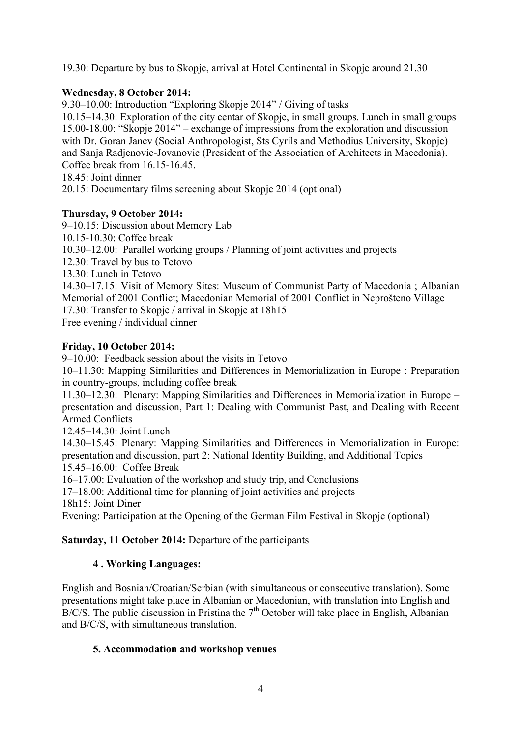19.30: Departure by bus to Skopje, arrival at Hotel Continental in Skopje around 21.30

**Wednesday, 8 October 2014:**

9.30–10.00: Introduction "Exploring Skopje 2014" / Giving of tasks
10.15–14.30: Exploration of the city centar of Skopje, in small groups. Lunch in small groups
15.00-18.00: "Skopje 2014" – exchange of impressions from the exploration and discussion with Dr. Goran Janev (Social Anthropologist, Sts Cyrils and Methodius University, Skopje) and Sanja Radjenovic-Jovanovic (President of the Association of Architects in Macedonia). Coffee break from 16.15-16.45.
18.45: Joint dinner
20.15: Documentary films screening about Skopje 2014 (optional)

**Thursday, 9 October 2014:**

9–10.15: Discussion about Memory Lab
10.15-10.30: Coffee break
10.30–12.00: Parallel working groups / Planning of joint activities and projects
12.30: Travel by bus to Tetovo
13.30: Lunch in Tetovo
14.30–17.15: Visit of Memory Sites: Museum of Communist Party of Macedonia ; Albanian Memorial of 2001 Conflict; Macedonian Memorial of 2001 Conflict in Neprošteno Village
17.30: Transfer to Skopje / arrival in Skopje at 18h15
Free evening / individual dinner

**Friday, 10 October 2014:**

9–10.00: Feedback session about the visits in Tetovo
10–11.30: Mapping Similarities and Differences in Memorialization in Europe : Preparation in country-groups, including coffee break
11.30–12.30: Plenary: Mapping Similarities and Differences in Memorialization in Europe – presentation and discussion, Part 1: Dealing with Communist Past, and Dealing with Recent Armed Conflicts
12.45–14.30: Joint Lunch
14.30–15.45: Plenary: Mapping Similarities and Differences in Memorialization in Europe: presentation and discussion, part 2: National Identity Building, and Additional Topics
15.45–16.00: Coffee Break
16–17.00: Evaluation of the workshop and study trip, and Conclusions
17–18.00: Additional time for planning of joint activities and projects
18h15: Joint Diner
Evening: Participation at the Opening of the German Film Festival in Skopje (optional)

**Saturday, 11 October 2014:** Departure of the participants

### 4 . Working Languages:

English and Bosnian/Croatian/Serbian (with simultaneous or consecutive translation). Some presentations might take place in Albanian or Macedonian, with translation into English and B/C/S. The public discussion in Pristina the 7th October will take place in English, Albanian and B/C/S, with simultaneous translation.

### 5. Accommodation and workshop venues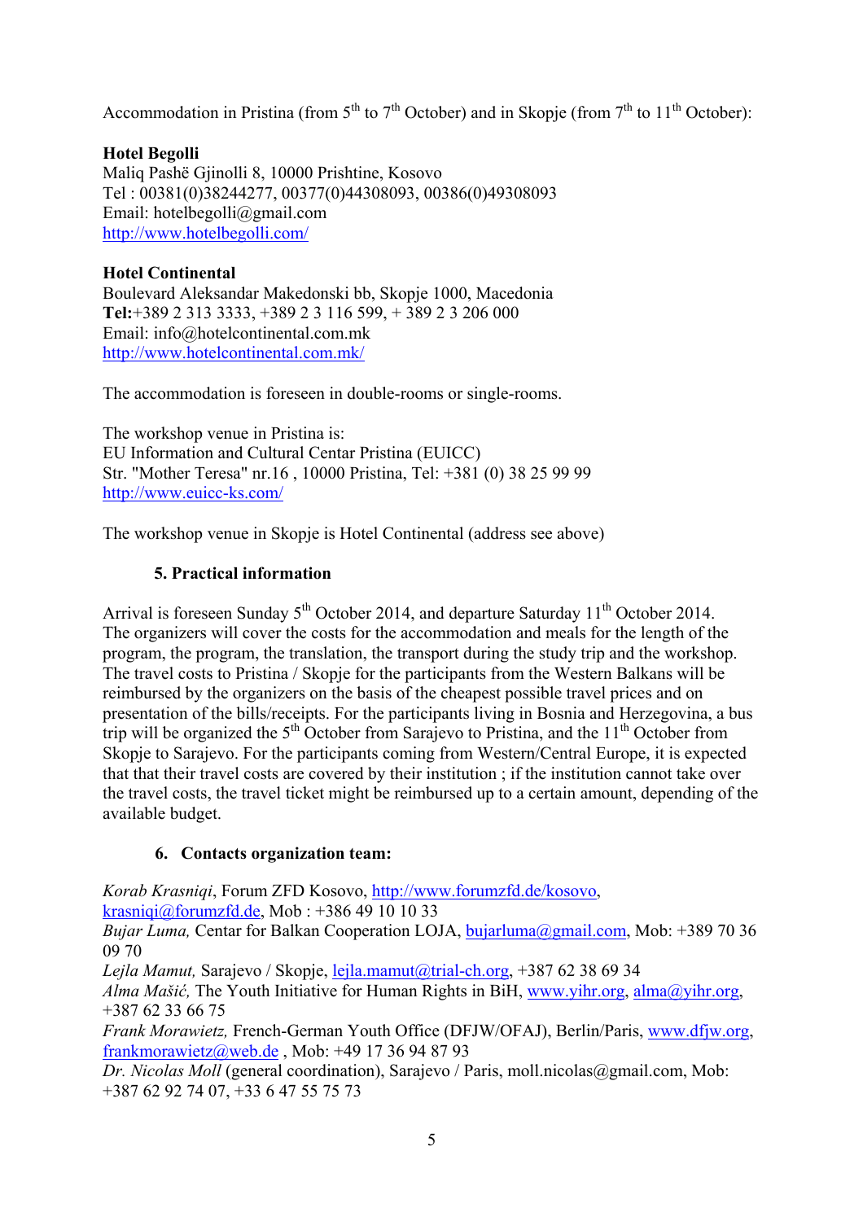Accommodation in Pristina (from 5th to 7th October) and in Skopje (from 7th to 11th October):

**Hotel Begolli**
Maliq Pashë Gjinolli 8, 10000 Prishtine, Kosovo
Tel : 00381(0)38244277, 00377(0)44308093, 00386(0)49308093
Email: hotelbegolli@gmail.com
http://www.hotelbegolli.com/

**Hotel Continental**
Boulevard Aleksandar Makedonski bb, Skopje 1000, Macedonia
**Tel:**+389 2 313 3333, +389 2 3 116 599, + 389 2 3 206 000
Email: info@hotelcontinental.com.mk
http://www.hotelcontinental.com.mk/

The accommodation is foreseen in double-rooms or single-rooms.

The workshop venue in Pristina is:
EU Information and Cultural Centar Pristina (EUICC)
Str. "Mother Teresa" nr.16 , 10000 Pristina, Tel: +381 (0) 38 25 99 99
http://www.euicc-ks.com/

The workshop venue in Skopje is Hotel Continental (address see above)

## 5. Practical information

Arrival is foreseen Sunday 5th October 2014, and departure Saturday 11th October 2014. The organizers will cover the costs for the accommodation and meals for the length of the program, the program, the translation, the transport during the study trip and the workshop. The travel costs to Pristina / Skopje for the participants from the Western Balkans will be reimbursed by the organizers on the basis of the cheapest possible travel prices and on presentation of the bills/receipts. For the participants living in Bosnia and Herzegovina, a bus trip will be organized the 5th October from Sarajevo to Pristina, and the 11th October from Skopje to Sarajevo. For the participants coming from Western/Central Europe, it is expected that that their travel costs are covered by their institution ; if the institution cannot take over the travel costs, the travel ticket might be reimbursed up to a certain amount, depending of the available budget.

## 6. Contacts organization team:

*Korab Krasniqi*, Forum ZFD Kosovo, http://www.forumzfd.de/kosovo, krasniqi@forumzfd.de, Mob : +386 49 10 10 33
*Bujar Luma,* Centar for Balkan Cooperation LOJA, bujarluma@gmail.com, Mob: +389 70 36 09 70
*Lejla Mamut,* Sarajevo / Skopje, lejla.mamut@trial-ch.org, +387 62 38 69 34
*Alma Mašić,* The Youth Initiative for Human Rights in BiH, www.yihr.org, alma@yihr.org, +387 62 33 66 75
*Frank Morawietz,* French-German Youth Office (DFJW/OFAJ), Berlin/Paris, www.dfjw.org, frankmorawietz@web.de , Mob: +49 17 36 94 87 93
*Dr. Nicolas Moll* (general coordination), Sarajevo / Paris, moll.nicolas@gmail.com, Mob: +387 62 92 74 07, +33 6 47 55 75 73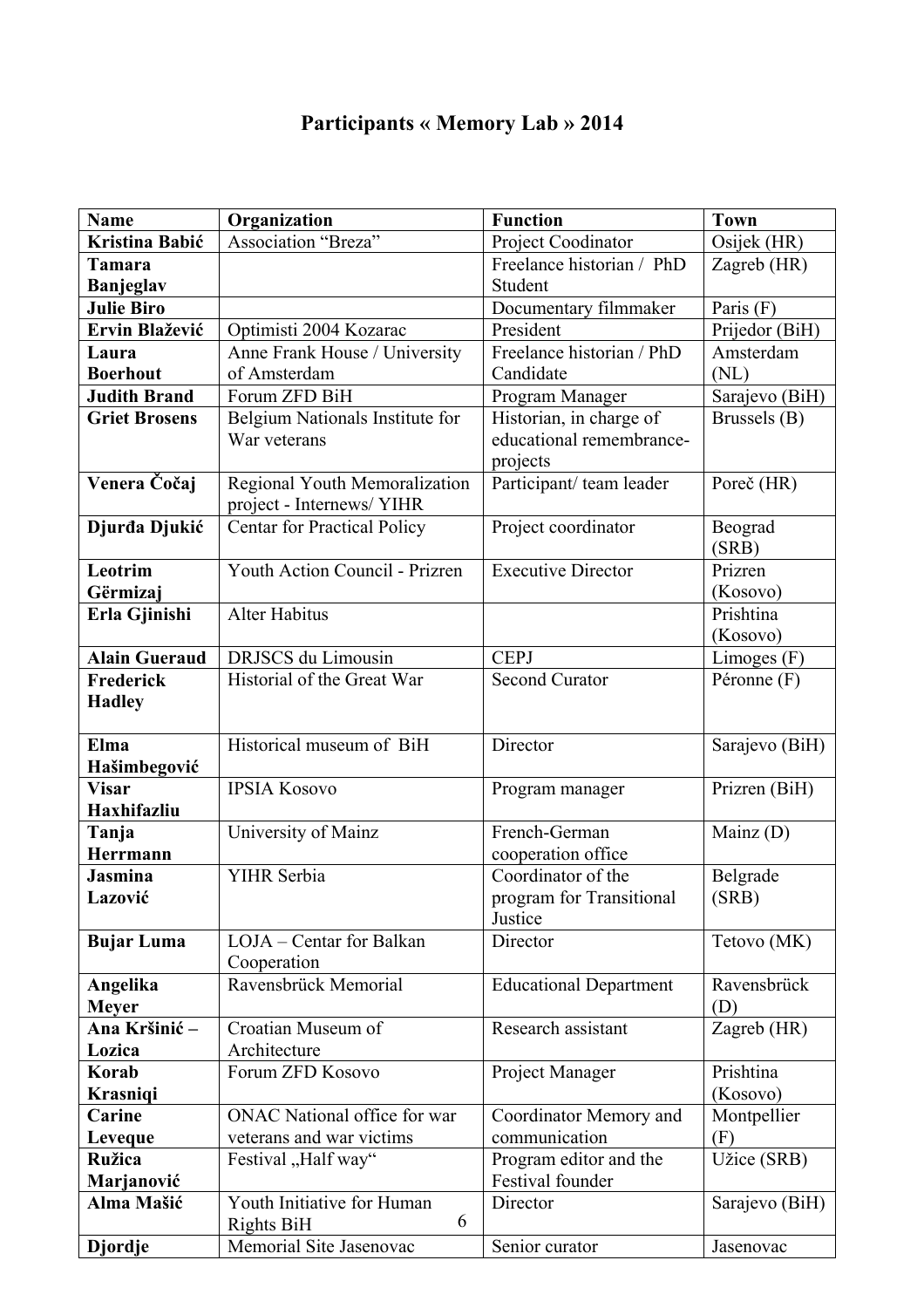# Participants « Memory Lab » 2014

| Name | Organization | Function | Town |
|---|---|---|---|
| **Kristina Babić** | Association "Breza" | Project Coodinator | Osijek (HR) |
| **Tamara Banjeglav** | | Freelance historian / PhD Student | Zagreb (HR) |
| **Julie Biro** | | Documentary filmmaker | Paris (F) |
| **Ervin Blažević** | Optimisti 2004 Kozarac | President | Prijedor (BiH) |
| **Laura Boerhout** | Anne Frank House / University of Amsterdam | Freelance historian / PhD Candidate | Amsterdam (NL) |
| **Judith Brand** | Forum ZFD BiH | Program Manager | Sarajevo (BiH) |
| **Griet Brosens** | Belgium Nationals Institute for War veterans | Historian, in charge of educational remembrance-projects | Brussels (B) |
| **Venera Čočaj** | Regional Youth Memoralization project - Internews/ YIHR | Participant/ team leader | Poreč (HR) |
| **Djurđa Djukić** | Centar for Practical Policy | Project coordinator | Beograd (SRB) |
| **Leotrim Gërmizaj** | Youth Action Council - Prizren | Executive Director | Prizren (Kosovo) |
| **Erla Gjinishi** | Alter Habitus | | Prishtina (Kosovo) |
| **Alain Gueraud** | DRJSCS du Limousin | CEPJ | Limoges (F) |
| **Frederick Hadley** | Historial of the Great War | Second Curator | Péronne (F) |
| **Elma Hašimbegović** | Historical museum of BiH | Director | Sarajevo (BiH) |
| **Visar Haxhifazliu** | IPSIA Kosovo | Program manager | Prizren (BiH) |
| **Tanja Herrmann** | University of Mainz | French-German cooperation office | Mainz (D) |
| **Jasmina Lazović** | YIHR Serbia | Coordinator of the program for Transitional Justice | Belgrade (SRB) |
| **Bujar Luma** | LOJA – Centar for Balkan Cooperation | Director | Tetovo (MK) |
| **Angelika Meyer** | Ravensbrück Memorial | Educational Department | Ravensbrück (D) |
| **Ana Kršinić – Lozica** | Croatian Museum of Architecture | Research assistant | Zagreb (HR) |
| **Korab Krasniqi** | Forum ZFD Kosovo | Project Manager | Prishtina (Kosovo) |
| **Carine Leveque** | ONAC National office for war veterans and war victims | Coordinator Memory and communication | Montpellier (F) |
| **Ružica Marjanović** | Festival „Half way" | Program editor and the Festival founder | Užice (SRB) |
| **Alma Mašić** | Youth Initiative for Human Rights BiH | Director | Sarajevo (BiH) |
| **Djordje** | Memorial Site Jasenovac | Senior curator | Jasenovac |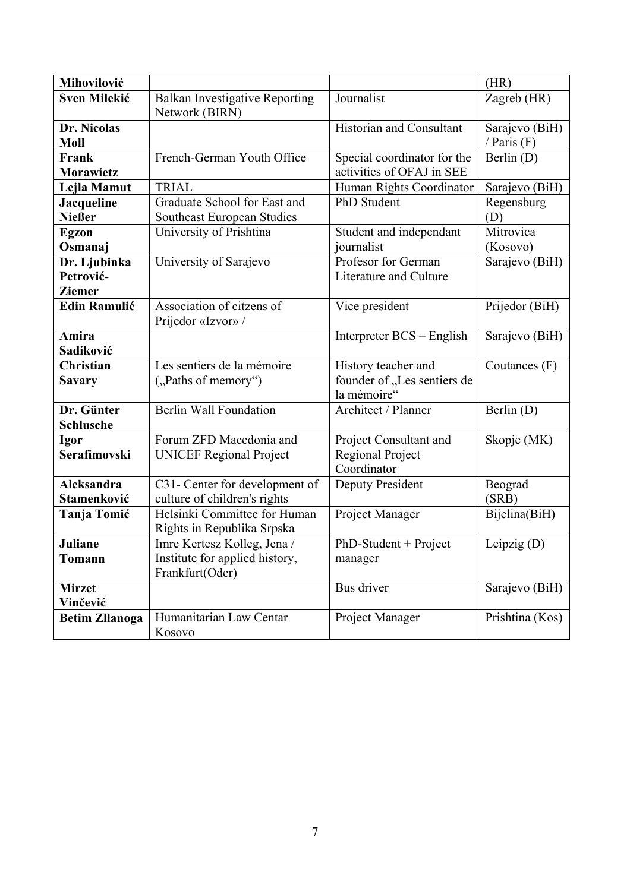| | | | |
|---|---|---|---|
| **Mihovilović** | | | (HR) |
| **Sven Milekić** | Balkan Investigative Reporting Network (BIRN) | Journalist | Zagreb (HR) |
| **Dr. Nicolas Moll** | | Historian and Consultant | Sarajevo (BiH) / Paris (F) |
| **Frank Morawietz** | French-German Youth Office | Special coordinator for the activities of OFAJ in SEE | Berlin (D) |
| **Lejla Mamut** | TRIAL | Human Rights Coordinator | Sarajevo (BiH) |
| **Jacqueline Nießer** | Graduate School for East and Southeast European Studies | PhD Student | Regensburg (D) |
| **Egzon Osmanaj** | University of Prishtina | Student and independant journalist | Mitrovica (Kosovo) |
| **Dr. Ljubinka Petrović-Ziemer** | University of Sarajevo | Profesor for German Literature and Culture | Sarajevo (BiH) |
| **Edin Ramulić** | Association of citzens of Prijedor «Izvor» / | Vice president | Prijedor (BiH) |
| **Amira Sadiković** | | Interpreter BCS – English | Sarajevo (BiH) |
| **Christian Savary** | Les sentiers de la mémoire („Paths of memory") | History teacher and founder of „Les sentiers de la mémoire" | Coutances (F) |
| **Dr. Günter Schlusche** | Berlin Wall Foundation | Architect / Planner | Berlin (D) |
| **Igor Serafimovski** | Forum ZFD Macedonia and UNICEF Regional Project | Project Consultant and Regional Project Coordinator | Skopje (MK) |
| **Aleksandra Stamenković** | C31- Center for development of culture of children's rights | Deputy President | Beograd (SRB) |
| **Tanja Tomić** | Helsinki Committee for Human Rights in Republika Srpska | Project Manager | Bijelina(BiH) |
| **Juliane Tomann** | Imre Kertesz Kolleg, Jena / Institute for applied history, Frankfurt(Oder) | PhD-Student + Project manager | Leipzig (D) |
| **Mirzet Vinčević** | | Bus driver | Sarajevo (BiH) |
| **Betim Zllanoga** | Humanitarian Law Centar Kosovo | Project Manager | Prishtina (Kos) |